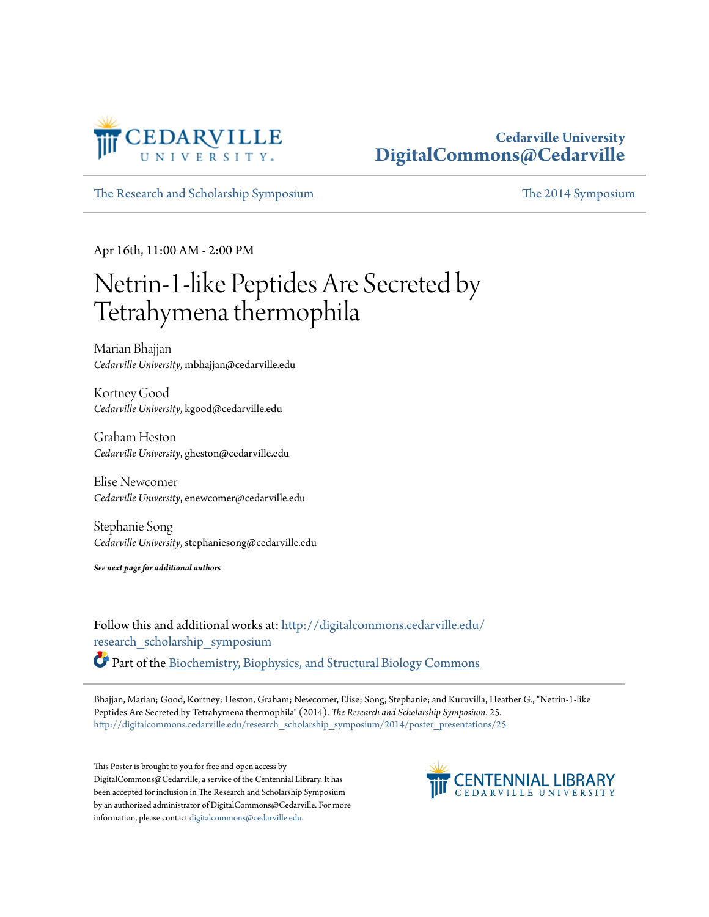Cedarville University
DigitalCommons@Cedarville

The Research and Scholarship Symposium | The 2014 Symposium

Apr 16th, 11:00 AM - 2:00 PM

# Netrin-1-like Peptides Are Secreted by Tetrahymena thermophila

Marian Bhajjan
*Cedarville University*, mbhajjan@cedarville.edu

Kortney Good
*Cedarville University*, kgood@cedarville.edu

Graham Heston
*Cedarville University*, gheston@cedarville.edu

Elise Newcomer
*Cedarville University*, enewcomer@cedarville.edu

Stephanie Song
*Cedarville University*, stephaniesong@cedarville.edu

***See next page for additional authors***

Follow this and additional works at: http://digitalcommons.cedarville.edu/research_scholarship_symposium

Part of the Biochemistry, Biophysics, and Structural Biology Commons

Bhajjan, Marian; Good, Kortney; Heston, Graham; Newcomer, Elise; Song, Stephanie; and Kuruvilla, Heather G., "Netrin-1-like Peptides Are Secreted by Tetrahymena thermophila" (2014). *The Research and Scholarship Symposium*. 25.
http://digitalcommons.cedarville.edu/research_scholarship_symposium/2014/poster_presentations/25

This Poster is brought to you for free and open access by DigitalCommons@Cedarville, a service of the Centennial Library. It has been accepted for inclusion in The Research and Scholarship Symposium by an authorized administrator of DigitalCommons@Cedarville. For more information, please contact digitalcommons@cedarville.edu.

CENTENNIAL LIBRARY
CEDARVILLE UNIVERSITY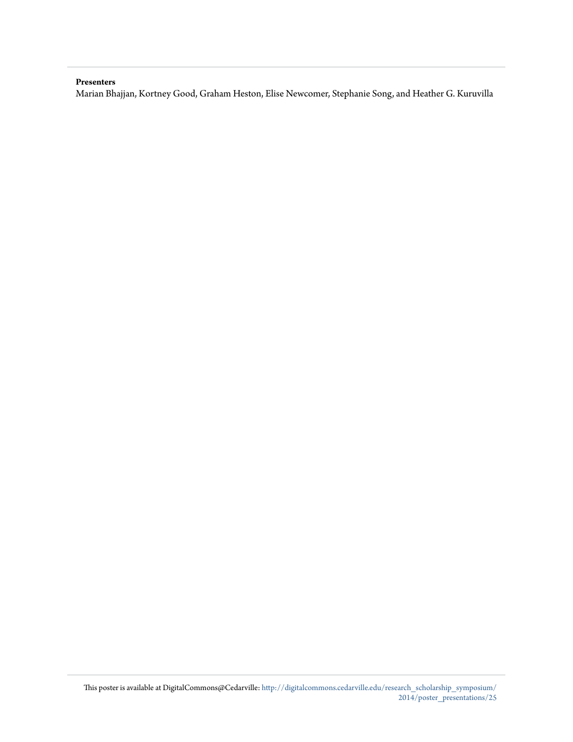**Presenters**

Marian Bhajjan, Kortney Good, Graham Heston, Elise Newcomer, Stephanie Song, and Heather G. Kuruvilla

This poster is available at DigitalCommons@Cedarville: http://digitalcommons.cedarville.edu/research_scholarship_symposium/2014/poster_presentations/25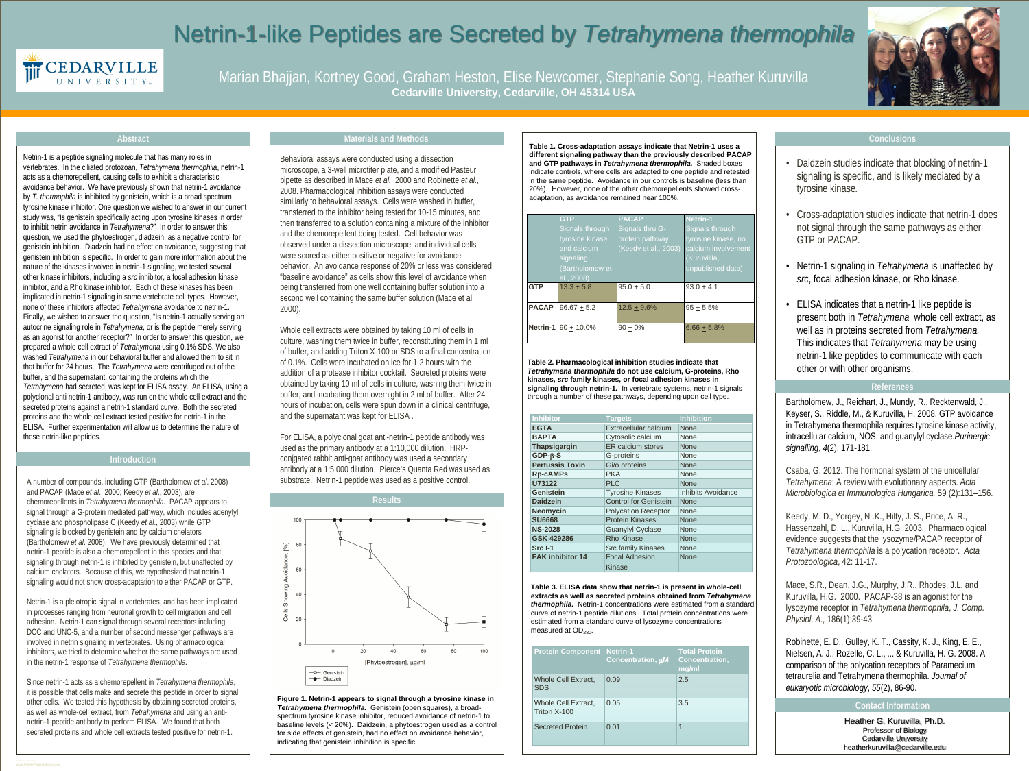# Netrin-1-like Peptides are Secreted by *Tetrahymena thermophila*

Marian Bhajjan, Kortney Good, Graham Heston, Elise Newcomer, Stephanie Song, Heather Kuruvilla
**Cedarville University, Cedarville, OH 45314 USA**

## Abstract

Netrin-1 is a peptide signaling molecule that has many roles in vertebrates. In the ciliated protozoan, *Tetrahymena thermophila*, netrin-1 acts as a chemorepellent, causing cells to exhibit a characteristic avoidance behavior. We have previously shown that netrin-1 avoidance by *T. thermophila* is inhibited by genistein, which is a broad spectrum tyrosine kinase inhibitor. One question we wished to answer in our current study was, "Is genistein specifically acting upon tyrosine kinases in order to inhibit netrin avoidance in *Tetrahymena*?" In order to answer this question, we used the phytoestrogen, diadzein, as a negative control for genistein inhibition. Diadzein had no effect on avoidance, suggesting that genistein inhibition is specific. In order to gain more information about the nature of the kinases involved in netrin-1 signaling, we tested several other kinase inhibitors, including a *src* inhibitor, a focal adhesion kinase inhibitor, and a Rho kinase inhibitor. Each of these kinases has been implicated in netrin-1 signaling in some vertebrate cell types. However, none of these inhibitors affected *Tetrahymena* avoidance to netrin-1. Finally, we wished to answer the question, "Is netrin-1 actually serving an autocrine signaling role in *Tetrahymena*, or is the peptide merely serving as an agonist for another receptor?" In order to answer this question, we prepared a whole cell extract of *Tetrahymena* using 0.1% SDS. We also washed *Tetrahymena* in our behavioral buffer and allowed them to sit in that buffer for 24 hours. The *Tetrahymena* were centrifuged out of the buffer, and the supernatant, containing the proteins which the *Tetrahymena* had secreted, was kept for ELISA assay. An ELISA, using a polyclonal anti netrin-1 antibody, was run on the whole cell extract and the secreted proteins against a netrin-1 standard curve. Both the secreted proteins and the whole cell extract tested positive for netrin-1 in the ELISA. Further experimentation will allow us to determine the nature of these netrin-like peptides.

## Introduction

A number of compounds, including GTP (Bartholomew *et al.* 2008) and PACAP (Mace *et al.*, 2000; Keedy *et al.*, 2003), are chemorepellents in *Tetrahymena thermophila*. PACAP appears to signal through a G-protein mediated pathway, which includes adenylyl cyclase and phospholipase C (Keedy *et al.*, 2003) while GTP signaling is blocked by genistein and by calcium chelators (Bartholomew *et al.* 2008). We have previously determined that netrin-1 peptide is also a chemorepellent in this species and that signaling through netrin-1 is inhibited by genistein, but unaffected by calcium chelators. Because of this, we hypothesized that netrin-1 signaling would not show cross-adaptation to either PACAP or GTP.

Netrin-1 is a pleiotropic signal in vertebrates, and has been implicated in processes ranging from neuronal growth to cell migration and cell adhesion. Netrin-1 can signal through several receptors including DCC and UNC-5, and a number of second messenger pathways are involved in netrin signaling in vertebrates. Using pharmacological inhibitors, we tried to determine whether the same pathways are used in the netrin-1 response of *Tetrahymena thermophila*.

Since netrin-1 acts as a chemorepellent in *Tetrahymena thermophila*, it is possible that cells make and secrete this peptide in order to signal other cells. We tested this hypothesis by obtaining secreted proteins, as well as whole-cell extract, from *Tetrahymena* and using an anti-netrin-1 peptide antibody to perform ELISA. We found that both secreted proteins and whole cell extracts tested positive for netrin-1.

## Materials and Methods

Behavioral assays were conducted using a dissection microscope, a 3-well microtiter plate, and a modified Pasteur pipette as described in Mace *et al.*, 2000 and Robinette *et al.*, 2008. Pharmacological inhibition assays were conducted simiilarly to behavioral assays. Cells were washed in buffer, transferred to the inhibitor being tested for 10-15 minutes, and then transferred to a solution containing a mixture of the inhibitor and the chemorepellent being tested. Cell behavior was observed under a dissection microscope, and individual cells were scored as either positive or negative for avoidance behavior. An avoidance response of 20% or less was considered "baseline avoidance" as cells show this level of avoidance when being transferred from one well containing buffer solution into a second well containing the same buffer solution (Mace et al., 2000).

Whole cell extracts were obtained by taking 10 ml of cells in culture, washing them twice in buffer, reconstituting them in 1 ml of buffer, and adding Triton X-100 or SDS to a final concentration of 0.1%. Cells were incubated on ice for 1-2 hours with the addition of a protease inhibitor cocktail. Secreted proteins were obtained by taking 10 ml of cells in culture, washing them twice in buffer, and incubating them overnight in 2 ml of buffer. After 24 hours of incubation, cells were spun down in a clinical centrifuge, and the supernatant was kept for ELISA .

For ELISA, a polyclonal goat anti-netrin-1 peptide antibody was used as the primary antibody at a 1:10,000 dilution. HRP-conjgated rabbit anti-goat antibody was used a secondary antibody at a 1:5,000 dilution. Pierce's Quanta Red was used as substrate. Netrin-1 peptide was used as a positive control.

## Results

100
80
60
40
20
0
Cells Showing Avoidance, [%]
0 20 40 60 80 100
[Phytoestrogen], µg/ml
Genistein
Diadzein

**Figure 1. Netrin-1 appears to signal through a tyrosine kinase in *Tetrahymena thermophila*.** Genistein (open squares), a broad-spectrum tyrosine kinase inhibitor, reduced avoidance of netrin-1 to baseline levels (< 20%). Daidzein, a phytoestrogen used as a control for side effects of genistein, had no effect on avoidance behavior, indicating that genistein inhibition is specific.

**Table 1. Cross-adaptation assays indicate that Netrin-1 uses a different signaling pathway than the previously described PACAP and GTP pathways in *Tetrahymena thermophila*.** Shaded boxes indicate controls, where cells are adapted to one peptide and retested in the same peptide. Avoidance in our controls is baseline (less than 20%). However, none of the other chemorepellents showed cross-adaptation, as avoidance remained near 100%.

| | GTP Signals through tyrosine kinase and calcium signaling (Bartholomew et al., 2008) | PACAP Signals thru G-protein pathway (Keedy et al., 2003) | Netrin-1 Signals through tyrosine kinase, no calcium involvement (Kuruvillla, unpublished data) |
|---|---|---|---|
| **GTP** | 13.3 ± 5.8 | 95.0 ± 5.0 | 93.0 ± 4.1 |
| **PACAP** | 96.67 ± 5.2 | 12.5 ± 9.6% | 95 ± 5.5% |
| **Netrin-1** | 90 ± 10.0% | 90 ± 0% | 6.66 ± 5.8% |

**Table 2. Pharmacological inhibition studies indicate that *Tetrahymena thermophila* do not use calcium, G-proteins, Rho kinases, *src* family kinases, or focal adhesion kinases in signaling through netrin-1.** In vertebrate systems, netrin-1 signals through a number of these pathways, depending upon cell type.

| Inhibitor | Targets | Inhibition |
|---|---|---|
| **EGTA** | Extracellular calcium | None |
| **BAPTA** | Cytosolic calcium | None |
| **Thapsigargin** | ER calcium stores | None |
| **GDP-β-S** | G-proteins | None |
| **Pertussis Toxin** | Gi/o proteins | None |
| **Rp-cAMPs** | PKA | None |
| **U73122** | PLC | None |
| **Genistein** | Tyrosine Kinases | Inhibits Avoidance |
| **Daidzein** | Control for Genistein | None |
| **Neomycin** | Polycation Receptor | None |
| **SU6668** | Protein Kinases | None |
| **NS-2028** | Guanylyl Cyclase | None |
| **GSK 429286** | Rho Kinase | None |
| **Src I-1** | Src family Kinases | None |
| **FAK inhibitor 14** | Focal Adhesion Kinase | None |

**Table 3. ELISA data show that netrin-1 is present in whole-cell extracts as well as secreted proteins obtained from *Tetrahymena thermophila*.** Netrin-1 concentrations were estimated from a standard curve of netrin-1 peptide dilutions. Total protein concentrations were estimated from a standard curve of lysozyme concentrations measured at $OD_{280}$.

| Protein Component | Netrin-1 Concentration, µM | Total Protein Concentration, mg/ml |
|---|---|---|
| Whole Cell Extract, SDS | 0.09 | 2.5 |
| Whole Cell Extract, Triton X-100 | 0.05 | 3.5 |
| Secreted Protein | 0.01 | 1 |

## Conclusions

- Daidzein studies indicate that blocking of netrin-1 signaling is specific, and is likely mediated by a tyrosine kinase.
- Cross-adaptation studies indicate that netrin-1 does not signal through the same pathways as either GTP or PACAP.
- Netrin-1 signaling in *Tetrahymena* is unaffected by *src*, focal adhesion kinase, or Rho kinase.
- ELISA indicates that a netrin-1 like peptide is present both in *Tetrahymena* whole cell extract, as well as in proteins secreted from *Tetrahymena.* This indicates that *Tetrahymena* may be using netrin-1 like peptides to communicate with each other or with other organisms.

## References

Bartholomew, J., Reichart, J., Mundy, R., Recktenwald, J., Keyser, S., Riddle, M., & Kuruvilla, H. 2008. GTP avoidance in Tetrahymena thermophila requires tyrosine kinase activity, intracellular calcium, NOS, and guanylyl cyclase.*Purinergic signalling*, *4*(2), 171-181.

Csaba, G. 2012. The hormonal system of the unicellular *Tetrahymena*: A review with evolutionary aspects. *Acta Microbiologica et Immunologica Hungarica,* 59 (2):131–156.

Keedy, M. D., Yorgey, N .K., Hilty, J. S., Price, A. R., Hassenzahl, D. L., Kuruvilla, H.G. 2003. Pharmacological evidence suggests that the lysozyme/PACAP receptor of *Tetrahymena thermophila* is a polycation receptor. *Acta Protozoologica*, 42: 11-17.

Mace, S.R., Dean, J.G., Murphy, J.R., Rhodes, J.L, and Kuruvilla, H.G. 2000. PACAP-38 is an agonist for the lysozyme receptor in *Tetrahymena thermophila. J. Comp. Physiol. A.*, 186(1):39-43.

Robinette, E. D., Gulley, K. T., Cassity, K. J., King, E. E., Nielsen, A. J., Rozelle, C. L., ... & Kuruvilla, H. G. 2008. A comparison of the polycation receptors of Paramecium tetraurelia and Tetrahymena thermophila. *Journal of eukaryotic microbiology*, *55*(2), 86-90.

## Contact Information

Heather G. Kuruvilla, Ph.D.
Professor of Biology
Cedarville University
heatherkuruvilla@cedarville.edu